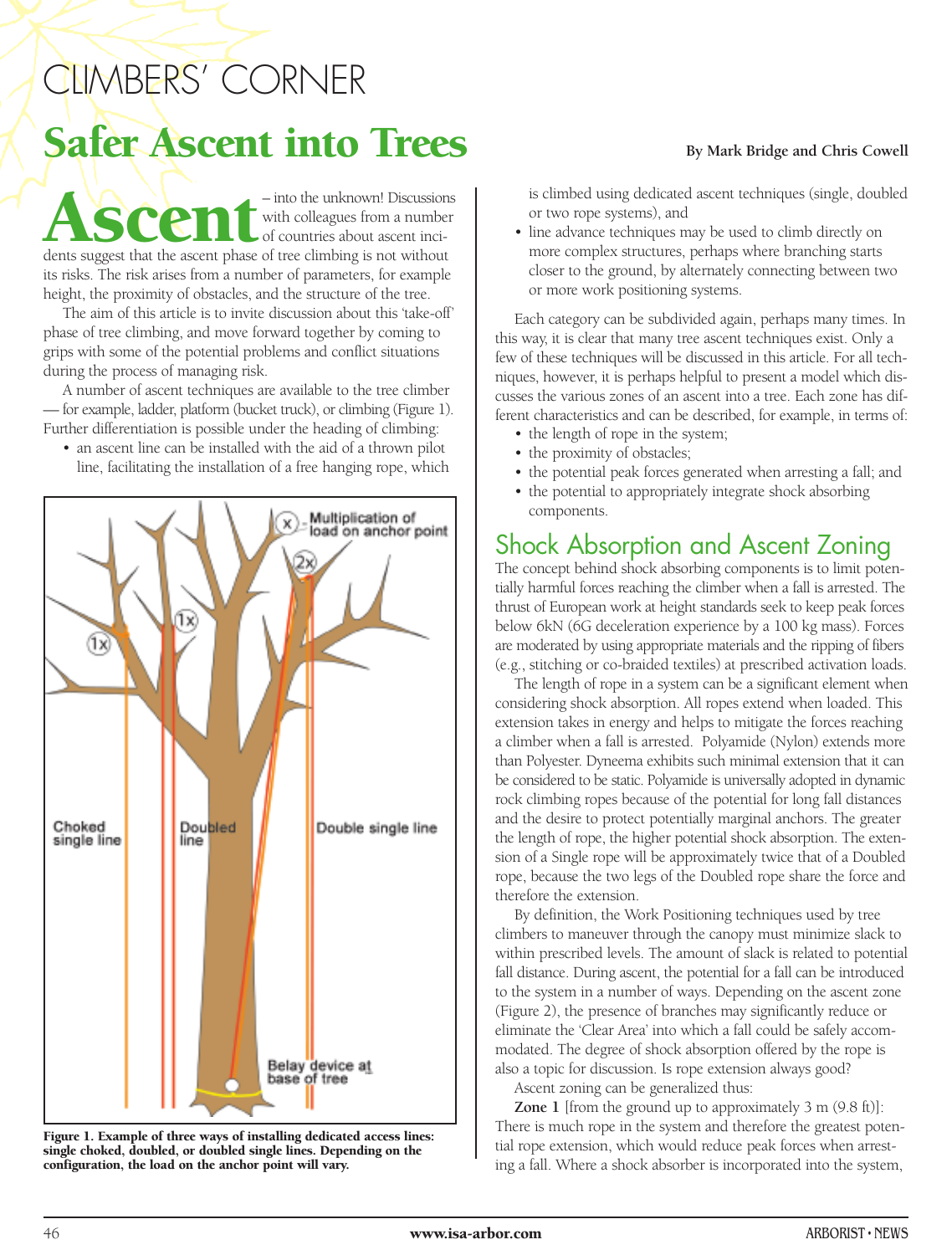# CLIMBERS' CORNER

## Safer Ascent into Trees

**By Mark Bridge and Chris Cowell**

**Ascent** – into the unknown! Discussions with colleagues from a number of countries about ascent incidents suggest that the ascent phase of tree climbing is not without its risks. The risk arises from a number of parameters, for example height, the proximity of obstacles, and the structure of the tree.

The aim of this article is to invite discussion about this 'take-off' phase of tree climbing, and move forward together by coming to grips with some of the potential problems and conflict situations during the process of managing risk.

A number of ascent techniques are available to the tree climber — for example, ladder, platform (bucket truck), or climbing (Figure 1). Further differentiation is possible under the heading of climbing:

- an ascent line can be installed with the aid of a thrown pilot line, facilitating the installation of a free hanging rope, which is climbed using dedicated ascent techniques (single, doubled or two rope systems), and
- line advance techniques may be used to climb directly on more complex structures, perhaps where branching starts closer to the ground, by alternately connecting between two or more work positioning systems.

**Figure 1. Example of three ways of installing dedicated access lines: single choked, doubled, or doubled single lines. Depending on the configuration, the load on the anchor point will vary.**

Each category can be subdivided again, perhaps many times. In this way, it is clear that many tree ascent techniques exist. Only a few of these techniques will be discussed in this article. For all techniques, however, it is perhaps helpful to present a model which discusses the various zones of an ascent into a tree. Each zone has different characteristics and can be described, for example, in terms of:

- the length of rope in the system;
- the proximity of obstacles;
- the potential peak forces generated when arresting a fall; and
- the potential to appropriately integrate shock absorbing components.

## Shock Absorption and Ascent Zoning

The concept behind shock absorbing components is to limit potentially harmful forces reaching the climber when a fall is arrested. The thrust of European work at height standards seek to keep peak forces below 6kN (6G deceleration experience by a 100 kg mass). Forces are moderated by using appropriate materials and the ripping of fibers (e.g., stitching or co-braided textiles) at prescribed activation loads.

The length of rope in a system can be a significant element when considering shock absorption. All ropes extend when loaded. This extension takes in energy and helps to mitigate the forces reaching a climber when a fall is arrested. Polyamide (Nylon) extends more than Polyester. Dyneema exhibits such minimal extension that it can be considered to be static. Polyamide is universally adopted in dynamic rock climbing ropes because of the potential for long fall distances and the desire to protect potentially marginal anchors. The greater the length of rope, the higher potential shock absorption. The extension of a Single rope will be approximately twice that of a Doubled rope, because the two legs of the Doubled rope share the force and therefore the extension.

By definition, the Work Positioning techniques used by tree climbers to maneuver through the canopy must minimize slack to within prescribed levels. The amount of slack is related to potential fall distance. During ascent, the potential for a fall can be introduced to the system in a number of ways. Depending on the ascent zone (Figure 2), the presence of branches may significantly reduce or eliminate the 'Clear Area' into which a fall could be safely accommodated. The degree of shock absorption offered by the rope is also a topic for discussion. Is rope extension always good?

Ascent zoning can be generalized thus:

**Zone 1** [from the ground up to approximately 3 m (9.8 ft)]: There is much rope in the system and therefore the greatest potential rope extension, which would reduce peak forces when arresting a fall. Where a shock absorber is incorporated into the system,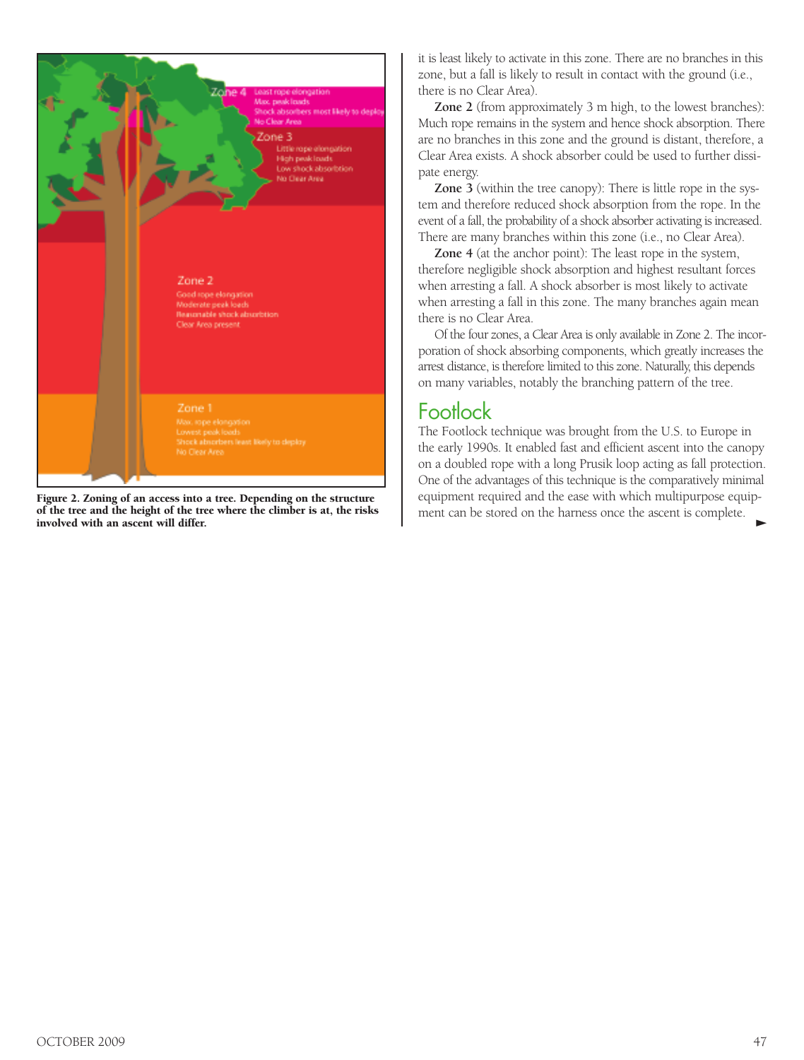Zone 4 — Least rope elongation; Max. peak loads; Shock absorbers most likely to deploy; No Clear Area

Zone 3 — Little rope elongation; High peak loads; Low shock absorbtion; No Clear Area

Zone 2 — Good rope elongation; Moderate peak loads; Reasonable shock absorbtion; Clear Area present

Zone 1 — Max. rope elongation; Lowest peak loads; Shock absorbers least likely to deploy; No Clear Area

**Figure 2. Zoning of an access into a tree. Depending on the structure of the tree and the height of the tree where the climber is at, the risks involved with an ascent will differ.**

it is least likely to activate in this zone. There are no branches in this zone, but a fall is likely to result in contact with the ground (i.e., there is no Clear Area).

**Zone 2** (from approximately 3 m high, to the lowest branches): Much rope remains in the system and hence shock absorption. There are no branches in this zone and the ground is distant, therefore, a Clear Area exists. A shock absorber could be used to further dissipate energy.

**Zone 3** (within the tree canopy): There is little rope in the system and therefore reduced shock absorption from the rope. In the event of a fall, the probability of a shock absorber activating is increased. There are many branches within this zone (i.e., no Clear Area).

**Zone 4** (at the anchor point): The least rope in the system, therefore negligible shock absorption and highest resultant forces when arresting a fall. A shock absorber is most likely to activate when arresting a fall in this zone. The many branches again mean there is no Clear Area.

Of the four zones, a Clear Area is only available in Zone 2. The incorporation of shock absorbing components, which greatly increases the arrest distance, is therefore limited to this zone. Naturally, this depends on many variables, notably the branching pattern of the tree.

## Footlock

The Footlock technique was brought from the U.S. to Europe in the early 1990s. It enabled fast and efficient ascent into the canopy on a doubled rope with a long Prusik loop acting as fall protection. One of the advantages of this technique is the comparatively minimal equipment required and the ease with which multipurpose equipment can be stored on the harness once the ascent is complete.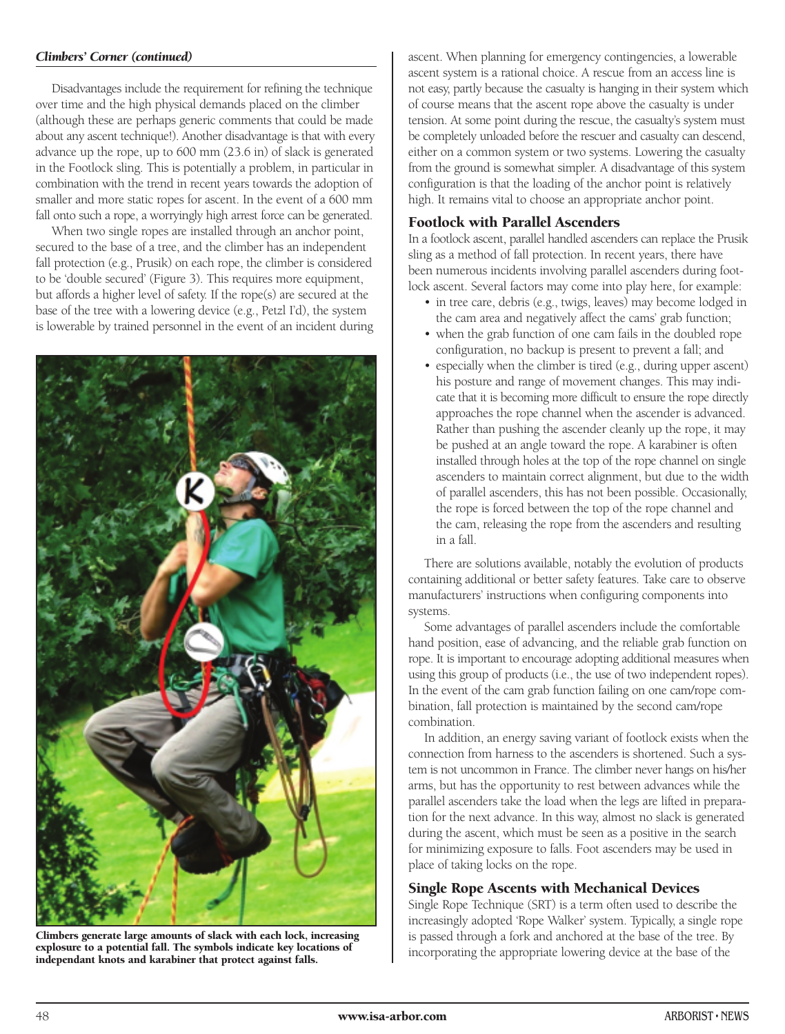*Climbers' Corner (continued)*

Disadvantages include the requirement for refining the technique over time and the high physical demands placed on the climber (although these are perhaps generic comments that could be made about any ascent technique!). Another disadvantage is that with every advance up the rope, up to 600 mm (23.6 in) of slack is generated in the Footlock sling. This is potentially a problem, in particular in combination with the trend in recent years towards the adoption of smaller and more static ropes for ascent. In the event of a 600 mm fall onto such a rope, a worryingly high arrest force can be generated.

When two single ropes are installed through an anchor point, secured to the base of a tree, and the climber has an independent fall protection (e.g., Prusik) on each rope, the climber is considered to be 'double secured' (Figure 3). This requires more equipment, but affords a higher level of safety. If the rope(s) are secured at the base of the tree with a lowering device (e.g., Petzl I'd), the system is lowerable by trained personnel in the event of an incident during ascent. When planning for emergency contingencies, a lowerable ascent system is a rational choice. A rescue from an access line is not easy, partly because the casualty is hanging in their system which of course means that the ascent rope above the casualty is under tension. At some point during the rescue, the casualty's system must be completely unloaded before the rescuer and casualty can descend, either on a common system or two systems. Lowering the casualty from the ground is somewhat simpler. A disadvantage of this system configuration is that the loading of the anchor point is relatively high. It remains vital to choose an appropriate anchor point.

**Climbers generate large amounts of slack with each lock, increasing explosure to a potential fall. The symbols indicate key locations of independant knots and karabiner that protect against falls.**

## Footlock with Parallel Ascenders

In a footlock ascent, parallel handled ascenders can replace the Prusik sling as a method of fall protection. In recent years, there have been numerous incidents involving parallel ascenders during footlock ascent. Several factors may come into play here, for example:

- in tree care, debris (e.g., twigs, leaves) may become lodged in the cam area and negatively affect the cams' grab function;
- when the grab function of one cam fails in the doubled rope configuration, no backup is present to prevent a fall; and
- especially when the climber is tired (e.g., during upper ascent) his posture and range of movement changes. This may indicate that it is becoming more difficult to ensure the rope directly approaches the rope channel when the ascender is advanced. Rather than pushing the ascender cleanly up the rope, it may be pushed at an angle toward the rope. A karabiner is often installed through holes at the top of the rope channel on single ascenders to maintain correct alignment, but due to the width of parallel ascenders, this has not been possible. Occasionally, the rope is forced between the top of the rope channel and the cam, releasing the rope from the ascenders and resulting in a fall.

There are solutions available, notably the evolution of products containing additional or better safety features. Take care to observe manufacturers' instructions when configuring components into systems.

Some advantages of parallel ascenders include the comfortable hand position, ease of advancing, and the reliable grab function on rope. It is important to encourage adopting additional measures when using this group of products (i.e., the use of two independent ropes). In the event of the cam grab function failing on one cam/rope combination, fall protection is maintained by the second cam/rope combination.

In addition, an energy saving variant of footlock exists when the connection from harness to the ascenders is shortened. Such a system is not uncommon in France. The climber never hangs on his/her arms, but has the opportunity to rest between advances while the parallel ascenders take the load when the legs are lifted in preparation for the next advance. In this way, almost no slack is generated during the ascent, which must be seen as a positive in the search for minimizing exposure to falls. Foot ascenders may be used in place of taking locks on the rope.

## Single Rope Ascents with Mechanical Devices

Single Rope Technique (SRT) is a term often used to describe the increasingly adopted 'Rope Walker' system. Typically, a single rope is passed through a fork and anchored at the base of the tree. By incorporating the appropriate lowering device at the base of the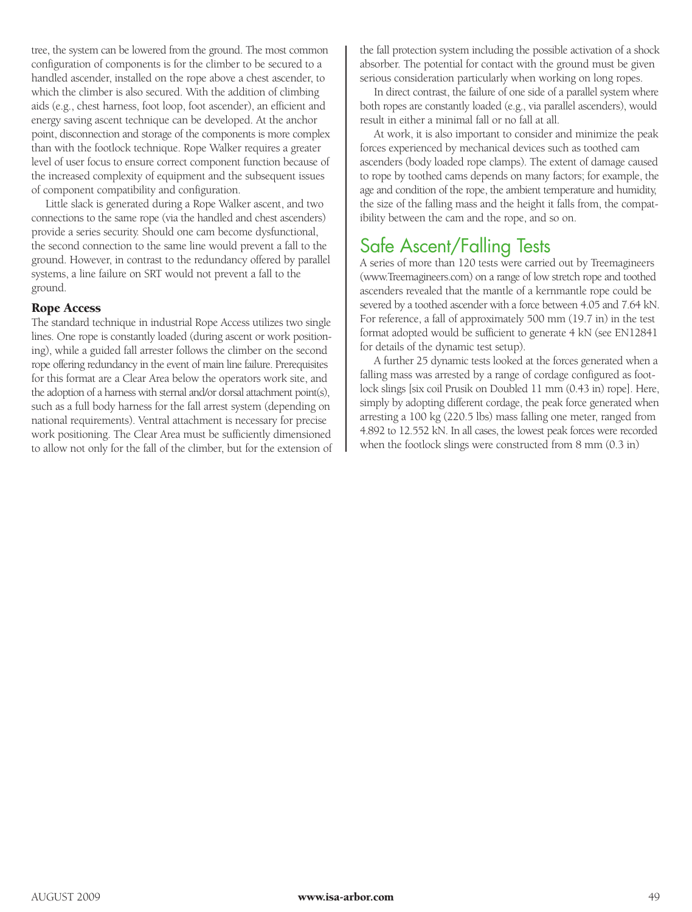tree, the system can be lowered from the ground. The most common configuration of components is for the climber to be secured to a handled ascender, installed on the rope above a chest ascender, to which the climber is also secured. With the addition of climbing aids (e.g., chest harness, foot loop, foot ascender), an efficient and energy saving ascent technique can be developed. At the anchor point, disconnection and storage of the components is more complex than with the footlock technique. Rope Walker requires a greater level of user focus to ensure correct component function because of the increased complexity of equipment and the subsequent issues of component compatibility and configuration.

Little slack is generated during a Rope Walker ascent, and two connections to the same rope (via the handled and chest ascenders) provide a series security. Should one cam become dysfunctional, the second connection to the same line would prevent a fall to the ground. However, in contrast to the redundancy offered by parallel systems, a line failure on SRT would not prevent a fall to the ground.

### Rope Access

The standard technique in industrial Rope Access utilizes two single lines. One rope is constantly loaded (during ascent or work positioning), while a guided fall arrester follows the climber on the second rope offering redundancy in the event of main line failure. Prerequisites for this format are a Clear Area below the operators work site, and the adoption of a harness with sternal and/or dorsal attachment point(s), such as a full body harness for the fall arrest system (depending on national requirements). Ventral attachment is necessary for precise work positioning. The Clear Area must be sufficiently dimensioned to allow not only for the fall of the climber, but for the extension of the fall protection system including the possible activation of a shock absorber. The potential for contact with the ground must be given serious consideration particularly when working on long ropes.

In direct contrast, the failure of one side of a parallel system where both ropes are constantly loaded (e.g., via parallel ascenders), would result in either a minimal fall or no fall at all.

At work, it is also important to consider and minimize the peak forces experienced by mechanical devices such as toothed cam ascenders (body loaded rope clamps). The extent of damage caused to rope by toothed cams depends on many factors; for example, the age and condition of the rope, the ambient temperature and humidity, the size of the falling mass and the height it falls from, the compatibility between the cam and the rope, and so on.

## Safe Ascent/Falling Tests

A series of more than 120 tests were carried out by Treemagineers (www.Treemagineers.com) on a range of low stretch rope and toothed ascenders revealed that the mantle of a kernmantle rope could be severed by a toothed ascender with a force between 4.05 and 7.64 kN. For reference, a fall of approximately 500 mm (19.7 in) in the test format adopted would be sufficient to generate 4 kN (see EN12841 for details of the dynamic test setup).

A further 25 dynamic tests looked at the forces generated when a falling mass was arrested by a range of cordage configured as footlock slings [six coil Prusik on Doubled 11 mm (0.43 in) rope]. Here, simply by adopting different cordage, the peak force generated when arresting a 100 kg (220.5 lbs) mass falling one meter, ranged from 4.892 to 12.552 kN. In all cases, the lowest peak forces were recorded when the footlock slings were constructed from 8 mm (0.3 in)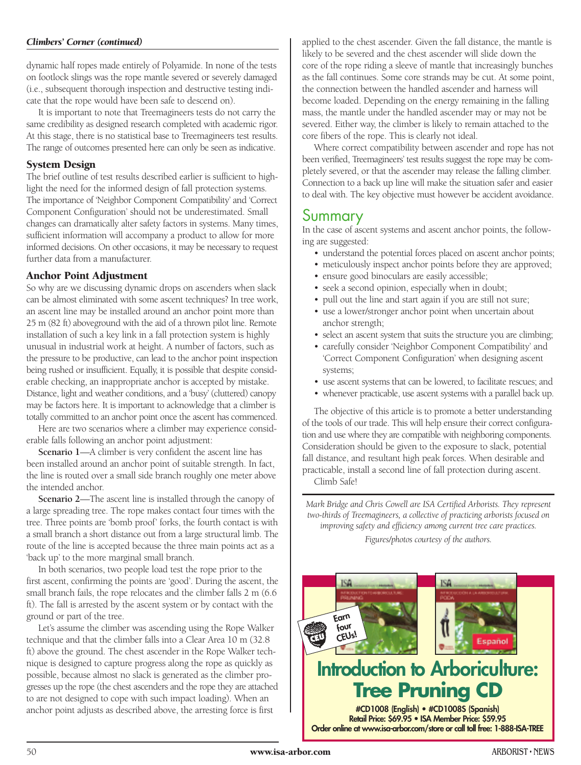dynamic half ropes made entirely of Polyamide. In none of the tests on footlock slings was the rope mantle severed or severely damaged (i.e., subsequent thorough inspection and destructive testing indicate that the rope would have been safe to descend on).

It is important to note that Treemagineers tests do not carry the same credibility as designed research completed with academic rigor. At this stage, there is no statistical base to Treemagineers test results. The range of outcomes presented here can only be seen as indicative.

### System Design

The brief outline of test results described earlier is sufficient to highlight the need for the informed design of fall protection systems. The importance of 'Neighbor Component Compatibility' and 'Correct Component Configuration' should not be underestimated. Small changes can dramatically alter safety factors in systems. Many times, sufficient information will accompany a product to allow for more informed decisions. On other occasions, it may be necessary to request further data from a manufacturer.

### Anchor Point Adjustment

So why are we discussing dynamic drops on ascenders when slack can be almost eliminated with some ascent techniques? In tree work, an ascent line may be installed around an anchor point more than 25 m (82 ft) aboveground with the aid of a thrown pilot line. Remote installation of such a key link in a fall protection system is highly unusual in industrial work at height. A number of factors, such as the pressure to be productive, can lead to the anchor point inspection being rushed or insufficient. Equally, it is possible that despite considerable checking, an inappropriate anchor is accepted by mistake. Distance, light and weather conditions, and a 'busy' (cluttered) canopy may be factors here. It is important to acknowledge that a climber is totally committed to an anchor point once the ascent has commenced.

Here are two scenarios where a climber may experience considerable falls following an anchor point adjustment:

**Scenario 1**—A climber is very confident the ascent line has been installed around an anchor point of suitable strength. In fact, the line is routed over a small side branch roughly one meter above the intended anchor.

**Scenario 2**—The ascent line is installed through the canopy of a large spreading tree. The rope makes contact four times with the tree. Three points are 'bomb proof' forks, the fourth contact is with a small branch a short distance out from a large structural limb. The route of the line is accepted because the three main points act as a 'back up' to the more marginal small branch.

In both scenarios, two people load test the rope prior to the first ascent, confirming the points are 'good'. During the ascent, the small branch fails, the rope relocates and the climber falls 2 m (6.6 ft). The fall is arrested by the ascent system or by contact with the ground or part of the tree.

Let's assume the climber was ascending using the Rope Walker technique and that the climber falls into a Clear Area 10 m (32.8 ft) above the ground. The chest ascender in the Rope Walker technique is designed to capture progress along the rope as quickly as possible, because almost no slack is generated as the climber progresses up the rope (the chest ascenders and the rope they are attached to are not designed to cope with such impact loading). When an anchor point adjusts as described above, the arresting force is first applied to the chest ascender. Given the fall distance, the mantle is likely to be severed and the chest ascender will slide down the core of the rope riding a sleeve of mantle that increasingly bunches as the fall continues. Some core strands may be cut. At some point, the connection between the handled ascender and harness will become loaded. Depending on the energy remaining in the falling mass, the mantle under the handled ascender may or may not be severed. Either way, the climber is likely to remain attached to the core fibers of the rope. This is clearly not ideal.

Where correct compatibility between ascender and rope has not been verified, Treemagineers' test results suggest the rope may be completely severed, or that the ascender may release the falling climber. Connection to a back up line will make the situation safer and easier to deal with. The key objective must however be accident avoidance.

## Summary

In the case of ascent systems and ascent anchor points, the following are suggested:

- understand the potential forces placed on ascent anchor points;
- meticulously inspect anchor points before they are approved;
- ensure good binoculars are easily accessible;
- seek a second opinion, especially when in doubt;
- pull out the line and start again if you are still not sure;
- use a lower/stronger anchor point when uncertain about anchor strength;
- select an ascent system that suits the structure you are climbing;
- carefully consider 'Neighbor Component Compatibility' and 'Correct Component Configuration' when designing ascent systems;
- use ascent systems that can be lowered, to facilitate rescues; and
- whenever practicable, use ascent systems with a parallel back up.

The objective of this article is to promote a better understanding of the tools of our trade. This will help ensure their correct configuration and use where they are compatible with neighboring components. Consideration should be given to the exposure to slack, potential fall distance, and resultant high peak forces. When desirable and practicable, install a second line of fall protection during ascent.

Climb Safe!

*Mark Bridge and Chris Cowell are ISA Certified Arborists. They represent two-thirds of Treemagineers, a collective of practicing arborists focused on improving safety and efficiency among current tree care practices.*

*Figures/photos courtesy of the authors.*

Earn four CEUs!

**Introduction to Arboriculture: Tree Pruning CD**

**#CD1008 (English) • #CD1008S (Spanish)**
**Retail Price: $69.95 • ISA Member Price: $59.95**
**Order online at www.isa-arbor.com/store or call toll free: 1-888-ISA-TREE**